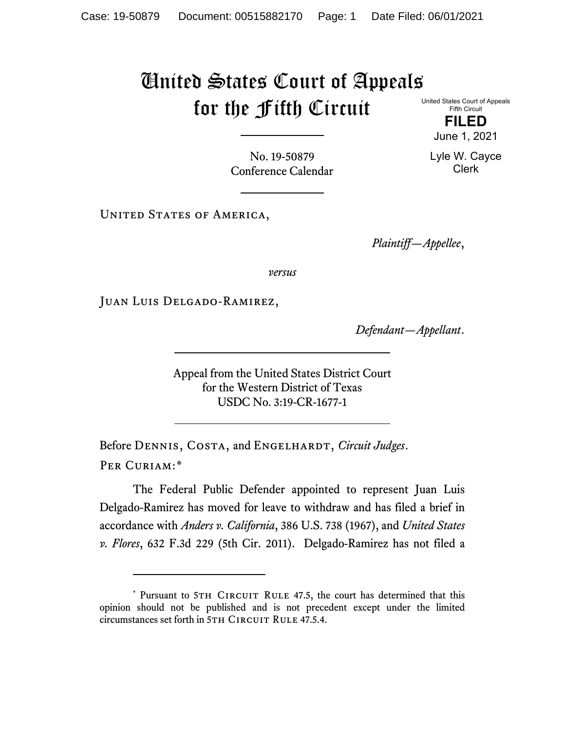# United States Court of Appeals for the Fifth Circuit

United States Court of Appeals
Fifth Circuit

**FILED**

June 1, 2021

Lyle W. Cayce
Clerk

No. 19-50879
Conference Calendar

United States of America,

*Plaintiff—Appellee*,

*versus*

Juan Luis Delgado-Ramirez,

*Defendant—Appellant*.

Appeal from the United States District Court
for the Western District of Texas
USDC No. 3:19-CR-1677-1

Before Dennis, Costa, and Engelhardt, *Circuit Judges*.

Per Curiam:*

The Federal Public Defender appointed to represent Juan Luis Delgado-Ramirez has moved for leave to withdraw and has filed a brief in accordance with *Anders v. California*, 386 U.S. 738 (1967), and *United States v. Flores*, 632 F.3d 229 (5th Cir. 2011). Delgado-Ramirez has not filed a

---

* Pursuant to 5th Circuit Rule 47.5, the court has determined that this opinion should not be published and is not precedent except under the limited circumstances set forth in 5th Circuit Rule 47.5.4.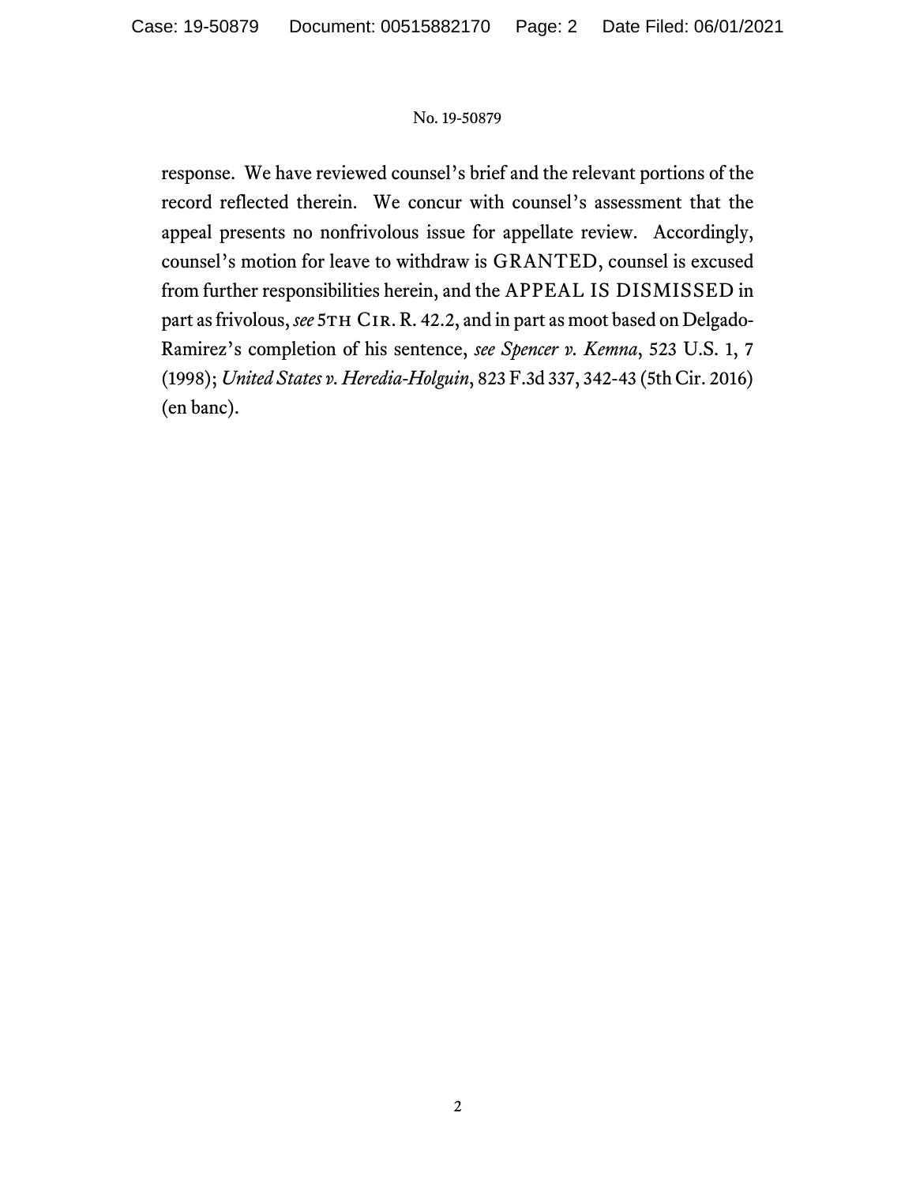response. We have reviewed counsel's brief and the relevant portions of the record reflected therein. We concur with counsel's assessment that the appeal presents no nonfrivolous issue for appellate review. Accordingly, counsel's motion for leave to withdraw is GRANTED, counsel is excused from further responsibilities herein, and the APPEAL IS DISMISSED in part as frivolous, *see* 5TH CIR. R. 42.2, and in part as moot based on Delgado-Ramirez's completion of his sentence, *see Spencer v. Kemna*, 523 U.S. 1, 7 (1998); *United States v. Heredia-Holguin*, 823 F.3d 337, 342-43 (5th Cir. 2016) (en banc).